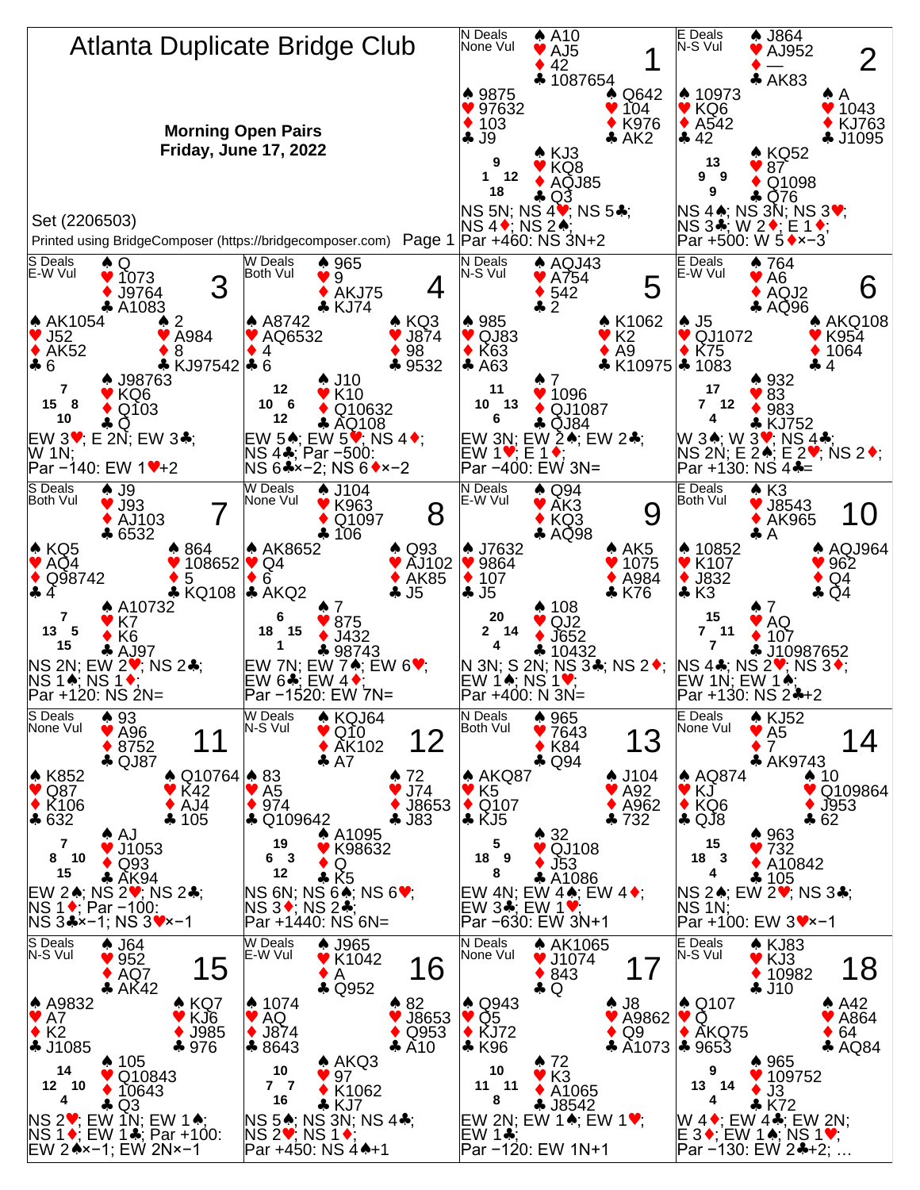# Atlanta Duplicate Bridge Club

**Morning Open Pairs**
**Friday, June 17, 2022**

Set (2206503)

Printed using BridgeComposer (https://bridgecomposer.com)

---

## Board 1
N Deals, None Vul

- North: ♠ A10 ♥ AJ5 ♦ 42 ♣ 1087654
- West: ♠ 9875 ♥ 97632 ♦ 103 ♣ J9
- East: ♠ Q642 ♥ 104 ♦ K976 ♣ AK2
- South: ♠ KJ3 ♥ KQ8 ♦ AQJ85 ♣ Q3

HCP: N 9, W 1, E 12, S 18

NS 5N; NS 4♥; NS 5♣; NS 4♦; NS 2♠;
Par +460: NS 3N+2

## Board 2
E Deals, N-S Vul

- North: ♠ J864 ♥ AJ952 ♦ — ♣ AK83
- West: ♠ 10973 ♥ KQ6 ♦ A542 ♣ 42
- East: ♠ A ♥ 1043 ♦ KJ763 ♣ J1095
- South: ♠ KQ52 ♥ 87 ♦ Q1098 ♣ Q76

HCP: N 13, W 9, E 9, S 9

NS 4♠; NS 3N; NS 3♥; NS 3♣; W 2♦; E 1♦;
Par +500: W 5♦×−3

## Board 3
S Deals, E-W Vul

- North: ♠ Q ♥ 1073 ♦ J9764 ♣ A1083
- West: ♠ AK1054 ♥ J52 ♦ AK52 ♣ 6
- East: ♠ 2 ♥ A984 ♦ 8 ♣ KJ97542
- South: ♠ J98763 ♥ KQ6 ♦ Q103 ♣ Q

HCP: N 7, W 15, E 8, S 10

EW 3♥; E 2N; EW 3♣; W 1N;
Par −140: EW 1♥+2

## Board 4
W Deals, Both Vul

- North: ♠ 965 ♥ 9 ♦ AKJ75 ♣ KJ74
- West: ♠ A8742 ♥ AQ6532 ♦ 4 ♣ 6
- East: ♠ KQ3 ♥ J874 ♦ 98 ♣ 9532
- South: ♠ J10 ♥ K10 ♦ Q10632 ♣ AQ108

HCP: N 12, W 10, E 6, S 12

EW 5♠; EW 5♥; NS 4♦; NS 4♣; Par −500: NS 6♣×−2; NS 6♦×−2

## Board 5
N Deals, N-S Vul

- North: ♠ AQJ43 ♥ A754 ♦ 542 ♣ 2
- West: ♠ 985 ♥ QJ83 ♦ K63 ♣ A63
- East: ♠ K1062 ♥ K2 ♦ A9 ♣ K10975
- South: ♠ 7 ♥ 1096 ♦ QJ1087 ♣ QJ84

HCP: N 11, W 10, E 13, S 6

EW 3N; EW 2♠; EW 2♣; EW 1♥; E 1♦;
Par −400: EW 3N=

## Board 6
E Deals, E-W Vul

- North: ♠ 764 ♥ A6 ♦ AQJ2 ♣ AQ96
- West: ♠ J5 ♥ QJ1072 ♦ K75 ♣ 1083
- East: ♠ AKQ108 ♥ K954 ♦ 1064 ♣ 4
- South: ♠ 932 ♥ 83 ♦ 983 ♣ KJ752

HCP: N 17, W 7, E 12, S 4

W 3♠; W 3♥; NS 4♣; NS 2N; E 2♠; E 2♥; NS 2♦;
Par +130: NS 4♣=

## Board 7
S Deals, Both Vul

- North: ♠ J9 ♥ J93 ♦ AJ103 ♣ 6532
- West: ♠ KQ5 ♥ AQ4 ♦ Q98742 ♣ 4
- East: ♠ 864 ♥ 108652 ♦ 5 ♣ KQ108
- South: ♠ A10732 ♥ K7 ♦ K6 ♣ AJ97

HCP: N 7, W 13, E 5, S 15

NS 2N; EW 2♥; NS 2♣; NS 1♠; NS 1♦;
Par +120: NS 2N=

## Board 8
W Deals, None Vul

- North: ♠ J104 ♥ K963 ♦ Q1097 ♣ 106
- West: ♠ AK8652 ♥ Q4 ♦ 6 ♣ AKQ2
- East: ♠ Q93 ♥ AJ102 ♦ AK85 ♣ J5
- South: ♠ 7 ♥ 875 ♦ J432 ♣ 98743

HCP: N 6, W 18, E 15, S 1

EW 7N; EW 7♠; EW 6♥; EW 6♣; EW 4♦;
Par −1520: EW 7N=

## Board 9
N Deals, E-W Vul

- North: ♠ Q94 ♥ AK3 ♦ KQ3 ♣ AQ98
- West: ♠ J7632 ♥ 9864 ♦ 107 ♣ J5
- East: ♠ AK5 ♥ 1075 ♦ A984 ♣ K76
- South: ♠ 108 ♥ QJ2 ♦ J652 ♣ 10432

HCP: N 20, W 2, E 14, S 4

N 3N; S 2N; NS 3♣; NS 2♦; EW 1♠; NS 1♥;
Par +400: N 3N=

## Board 10
E Deals, Both Vul

- North: ♠ K3 ♥ J8543 ♦ AK965 ♣ A
- West: ♠ 10852 ♥ K107 ♦ J832 ♣ K3
- East: ♠ AQJ964 ♥ 962 ♦ Q4 ♣ Q4
- South: ♠ 7 ♥ AQ ♦ 107 ♣ J10987652

HCP: N 15, W 7, E 11, S 7

NS 4♣; NS 2♥; NS 3♦; EW 1N; EW 1♠;
Par +130: NS 2♣+2

## Board 11
S Deals, None Vul

- North: ♠ 93 ♥ A96 ♦ 8752 ♣ QJ87
- West: ♠ K852 ♥ Q87 ♦ K106 ♣ 632
- East: ♠ Q10764 ♥ K42 ♦ AJ4 ♣ 105
- South: ♠ AJ ♥ J1053 ♦ Q93 ♣ AK94

HCP: N 7, W 8, E 10, S 15

EW 2♠; NS 2♥; NS 2♣; NS 1♦; Par −100: NS 3♣×−1; NS 3♥×−1

## Board 12
W Deals, N-S Vul

- North: ♠ KQJ64 ♥ Q10 ♦ AK102 ♣ A7
- West: ♠ 83 ♥ A5 ♦ 974 ♣ Q109642
- East: ♠ 72 ♥ J74 ♦ J8653 ♣ J83
- South: ♠ A1095 ♥ K98632 ♦ Q ♣ K5

HCP: N 19, W 6, E 3, S 12

NS 6N; NS 6♠; NS 6♥; NS 3♦; NS 2♣;
Par +1440: NS 6N=

## Board 13
N Deals, Both Vul

- North: ♠ 965 ♥ 7643 ♦ K84 ♣ Q94
- West: ♠ AKQ87 ♥ K5 ♦ Q107 ♣ KJ5
- East: ♠ J104 ♥ A92 ♦ A962 ♣ 732
- South: ♠ 32 ♥ QJ108 ♦ J53 ♣ A1086

HCP: N 5, W 18, E 9, S 8

EW 4N; EW 4♠; EW 4♦; EW 3♣; EW 1♥;
Par −630: EW 3N+1

## Board 14
E Deals, None Vul

- North: ♠ KJ52 ♥ A5 ♦ 7 ♣ AK9743
- West: ♠ AQ874 ♥ KJ ♦ KQ6 ♣ QJ8
- East: ♠ 10 ♥ Q109864 ♦ J953 ♣ 62
- South: ♠ 963 ♥ 732 ♦ A10842 ♣ 105

HCP: N 15, W 18, E 3, S 4

NS 2♠; EW 2♥; NS 3♣; NS 1N;
Par +100: EW 3♥×−1

## Board 15
S Deals, N-S Vul

- North: ♠ J64 ♥ 952 ♦ AQ7 ♣ AK42
- West: ♠ A9832 ♥ A7 ♦ K2 ♣ J1085
- East: ♠ KQ7 ♥ KJ6 ♦ J985 ♣ 976
- South: ♠ 105 ♥ Q10843 ♦ 10643 ♣ Q3

HCP: N 14, W 12, E 10, S 4

NS 2♥; EW 1N; EW 1♠; NS 1♦; EW 1♣; Par +100: EW 2♠×−1; EW 2N×−1

## Board 16
W Deals, E-W Vul

- North: ♠ J965 ♥ K1042 ♦ A ♣ Q952
- West: ♠ 1074 ♥ AQ ♦ J874 ♣ 8643
- East: ♠ 82 ♥ J8653 ♦ Q953 ♣ A10
- South: ♠ AKQ3 ♥ 97 ♦ K1062 ♣ KJ7

HCP: N 10, W 7, E 7, S 16

NS 5♠; NS 3N; NS 4♣; NS 2♥; NS 1♦;
Par +450: NS 4♠+1

## Board 17
N Deals, None Vul

- North: ♠ AK1065 ♥ J1074 ♦ 843 ♣ Q
- West: ♠ Q943 ♥ Q5 ♦ KJ72 ♣ K96
- East: ♠ J8 ♥ A9862 ♦ Q9 ♣ A1073
- South: ♠ 72 ♥ K3 ♦ A1065 ♣ J8542

HCP: N 10, W 11, E 11, S 8

EW 2N; EW 1♠; EW 1♥; EW 1♣;
Par −120: EW 1N+1

## Board 18
E Deals, N-S Vul

- North: ♠ KJ83 ♥ KJ3 ♦ 10982 ♣ J10
- West: ♠ Q107 ♥ Q ♦ AKQ75 ♣ 9653
- East: ♠ A42 ♥ A864 ♦ 64 ♣ AQ84
- South: ♠ 965 ♥ 109752 ♦ J3 ♣ K72

HCP: N 9, W 13, E 14, S 4

W 4♦; EW 4♣; EW 2N; E 3♦; EW 1♠; NS 1♥;
Par −130: EW 2♣+2; …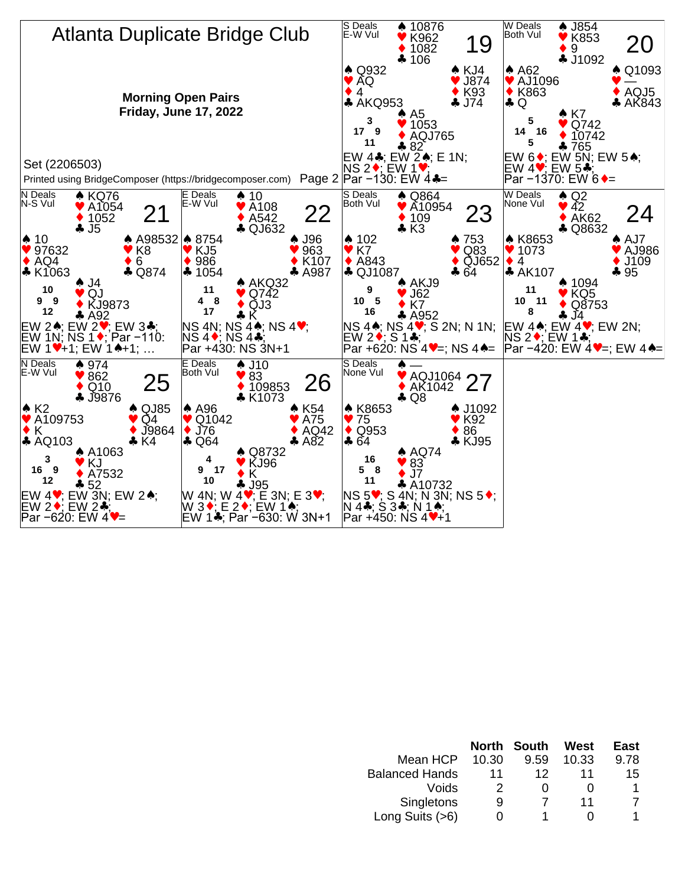# Atlanta Duplicate Bridge Club

**Morning Open Pairs**
**Friday, June 17, 2022**

Set (2206503)

Printed using BridgeComposer (https://bridgecomposer.com)

## Board 19

S Deals, E-W Vul

North: ♠ 10876 ♥ K962 ♦ 1082 ♣ 106

West: ♠ Q932 ♥ AQ ♦ 4 ♣ AKQ953

East: ♠ KJ4 ♥ J874 ♦ K93 ♣ J74

South: ♠ A5 ♥ 1053 ♦ AQJ765 ♣ 82

HCP: N 3, W 17, E 9, S 11

EW 4♣; EW 2♠; E 1N; NS 2♦; EW 1♥;
Par −130: EW 4♣=

## Board 20

W Deals, Both Vul

North: ♠ J854 ♥ K853 ♦ 9 ♣ J1092

West: ♠ A62 ♥ AJ1096 ♦ K863 ♣ Q

East: ♠ Q1093 ♥ — ♦ AQJ5 ♣ AK843

South: ♠ K7 ♥ Q742 ♦ 10742 ♣ 765

HCP: N 5, W 14, E 16, S 5

EW 6♦; EW 5N; EW 5♠; EW 4♥; EW 5♣;
Par −1370: EW 6♦=

## Board 21

N Deals, N-S Vul

North: ♠ KQ76 ♥ A1054 ♦ 1052 ♣ J5

West: ♠ 10 ♥ 97632 ♦ AQ4 ♣ K1063

East: ♠ A98532 ♥ K8 ♦ 6 ♣ Q874

South: ♠ J4 ♥ QJ ♦ KJ9873 ♣ A92

HCP: N 10, W 9, E 9, S 12

EW 2♠; EW 2♥; EW 3♣; EW 1N; NS 1♦; Par −110: EW 1♥+1; EW 1♠+1; …

## Board 22

E Deals, E-W Vul

North: ♠ 10 ♥ A108 ♦ A542 ♣ QJ632

West: ♠ 8754 ♥ KJ5 ♦ 986 ♣ 1054

East: ♠ J96 ♥ 963 ♦ K107 ♣ A987

South: ♠ AKQ32 ♥ Q742 ♦ QJ3 ♣ K

HCP: N 11, W 4, E 8, S 17

NS 4N; NS 4♠; NS 4♥; NS 4♦; NS 4♣;
Par +430: NS 3N+1

## Board 23

S Deals, Both Vul

North: ♠ Q864 ♥ A10954 ♦ 109 ♣ K3

West: ♠ 102 ♥ K7 ♦ A843 ♣ QJ1087

East: ♠ 753 ♥ Q83 ♦ QJ652 ♣ 64

South: ♠ AKJ9 ♥ J62 ♦ K7 ♣ A952

HCP: N 9, W 10, E 5, S 16

NS 4♠; NS 4♥; S 2N; N 1N; EW 2♦; S 1♣;
Par +620: NS 4♥=; NS 4♠=

## Board 24

W Deals, None Vul

North: ♠ Q2 ♥ 42 ♦ AK62 ♣ Q8632

West: ♠ K8653 ♥ 1073 ♦ 4 ♣ AK107

East: ♠ AJ7 ♥ AJ986 ♦ J109 ♣ 95

South: ♠ 1094 ♥ KQ5 ♦ Q8753 ♣ J4

HCP: N 11, W 10, E 11, S 8

EW 4♠; EW 4♥; EW 2N; NS 2♦; EW 1♣;
Par −420: EW 4♥=; EW 4♠=

## Board 25

N Deals, E-W Vul

North: ♠ 974 ♥ 862 ♦ Q10 ♣ J9876

West: ♠ K2 ♥ A109753 ♦ K ♣ AQ103

East: ♠ QJ85 ♥ Q4 ♦ J9864 ♣ K4

South: ♠ A1063 ♥ KJ ♦ A7532 ♣ 52

HCP: N 3, W 16, E 9, S 12

EW 4♥; EW 3N; EW 2♠; EW 2♦; EW 2♣;
Par −620: EW 4♥=

## Board 26

E Deals, Both Vul

North: ♠ J10 ♥ 83 ♦ 109853 ♣ K1073

West: ♠ A96 ♥ Q1042 ♦ J76 ♣ Q64

East: ♠ K54 ♥ A75 ♦ AQ42 ♣ A82

South: ♠ Q8732 ♥ KJ96 ♦ K ♣ J95

HCP: N 4, W 9, E 17, S 10

W 4N; W 4♥; E 3N; E 3♥; W 3♦; E 2♦; EW 1♠; EW 1♣; Par −630: W 3N+1

## Board 27

S Deals, None Vul

North: ♠ — ♥ AQJ1064 ♦ AK1042 ♣ Q8

West: ♠ K8653 ♥ 75 ♦ Q953 ♣ 64

East: ♠ J1092 ♥ K92 ♦ 86 ♣ KJ95

South: ♠ AQ74 ♥ 83 ♦ J7 ♣ A10732

HCP: N 16, W 5, E 8, S 11

NS 5♥; S 4N; N 3N; NS 5♦; N 4♣; S 3♣; N 1♠;
Par +450: NS 4♥+1

| | North | South | West | East |
|---|---|---|---|---|
| Mean HCP | 10.30 | 9.59 | 10.33 | 9.78 |
| Balanced Hands | 11 | 12 | 11 | 15 |
| Voids | 2 | 0 | 0 | 1 |
| Singletons | 9 | 7 | 11 | 7 |
| Long Suits (>6) | 0 | 1 | 0 | 1 |